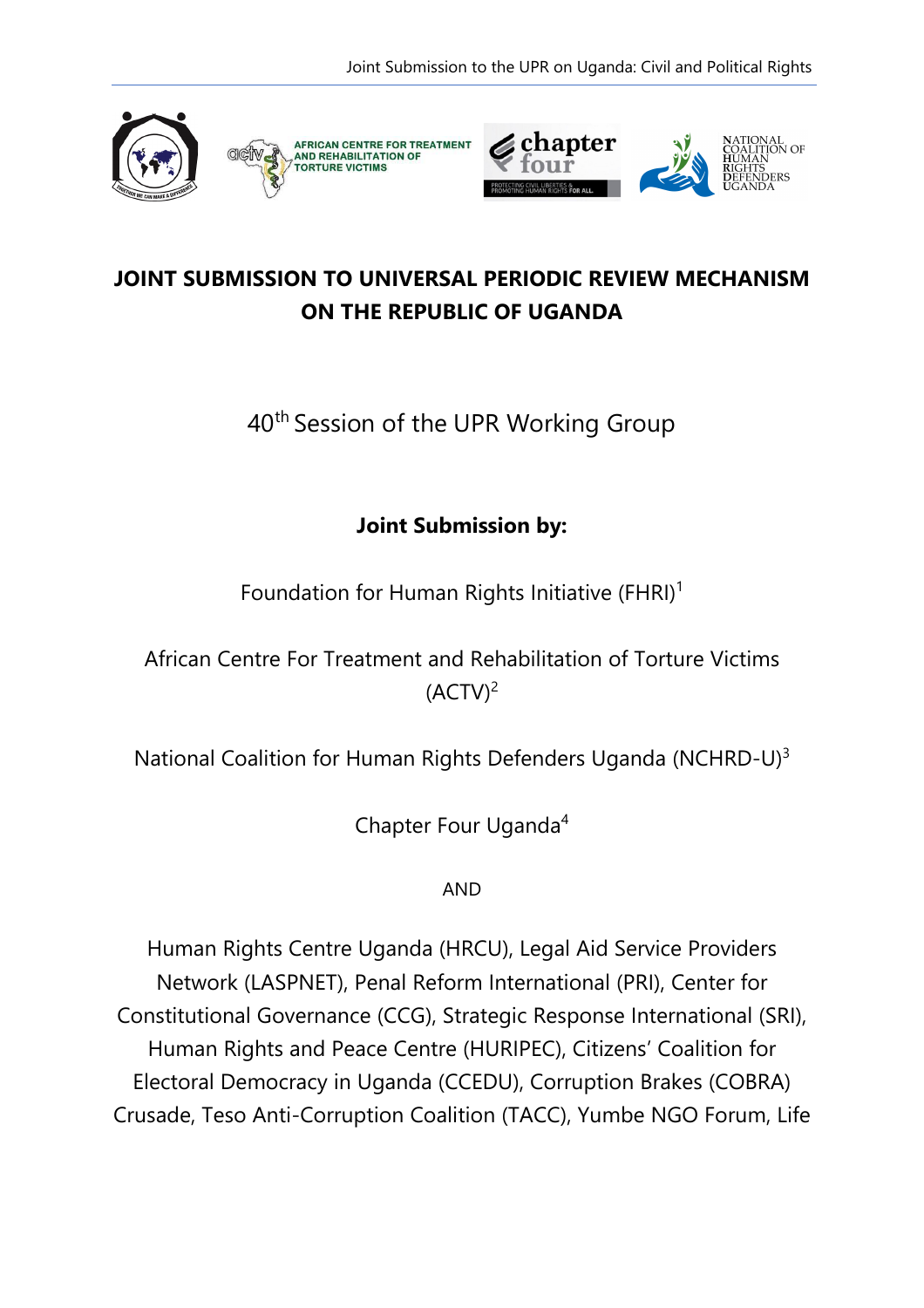# JOINT SUBMISSION TO UNIVERSAL PERIODIC REVIEW MECHANISM ON THE REPUBLIC OF UGANDA

40th Session of the UPR Working Group

**Joint Submission by:**

Foundation for Human Rights Initiative (FHRI)[1]

African Centre For Treatment and Rehabilitation of Torture Victims (ACTV)[2]

National Coalition for Human Rights Defenders Uganda (NCHRD-U)[3]

Chapter Four Uganda[4]

AND

Human Rights Centre Uganda (HRCU), Legal Aid Service Providers Network (LASPNET), Penal Reform International (PRI), Center for Constitutional Governance (CCG), Strategic Response International (SRI), Human Rights and Peace Centre (HURIPEC), Citizens' Coalition for Electoral Democracy in Uganda (CCEDU), Corruption Brakes (COBRA) Crusade, Teso Anti-Corruption Coalition (TACC), Yumbe NGO Forum, Life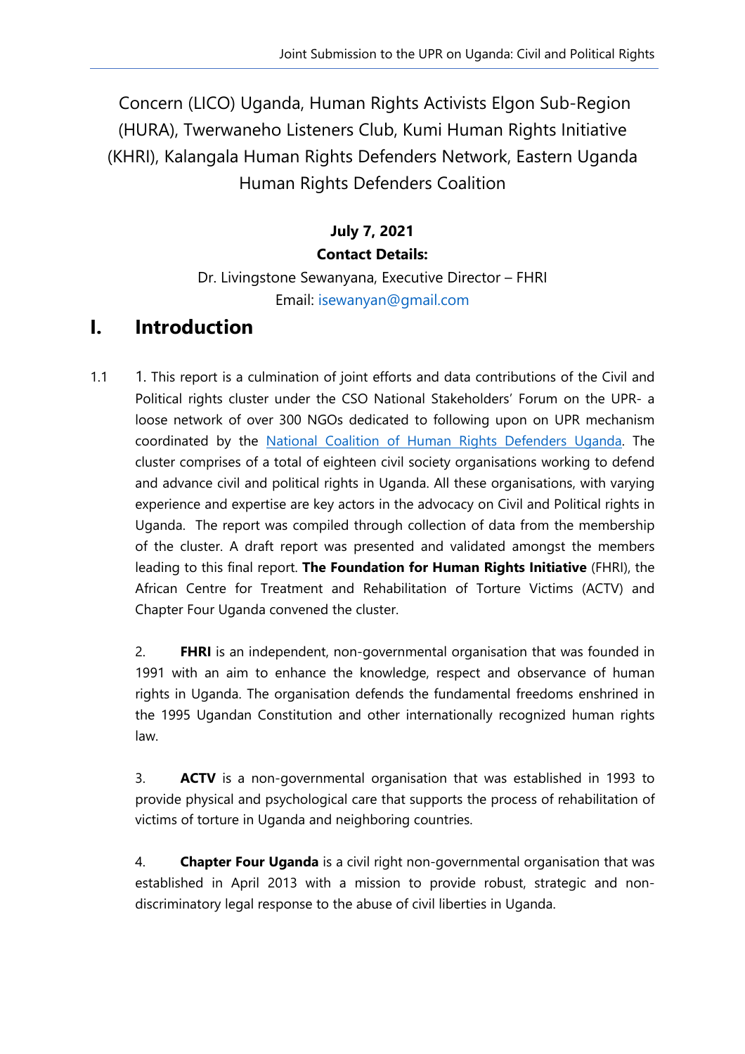Concern (LICO) Uganda, Human Rights Activists Elgon Sub-Region (HURA), Twerwaneho Listeners Club, Kumi Human Rights Initiative (KHRI), Kalangala Human Rights Defenders Network, Eastern Uganda Human Rights Defenders Coalition

**July 7, 2021**

**Contact Details:**

Dr. Livingstone Sewanyana, Executive Director – FHRI

Email: isewanyan@gmail.com

# I. Introduction

1.1 1. This report is a culmination of joint efforts and data contributions of the Civil and Political rights cluster under the CSO National Stakeholders' Forum on the UPR- a loose network of over 300 NGOs dedicated to following upon on UPR mechanism coordinated by the National Coalition of Human Rights Defenders Uganda. The cluster comprises of a total of eighteen civil society organisations working to defend and advance civil and political rights in Uganda. All these organisations, with varying experience and expertise are key actors in the advocacy on Civil and Political rights in Uganda. The report was compiled through collection of data from the membership of the cluster. A draft report was presented and validated amongst the members leading to this final report. **The Foundation for Human Rights Initiative** (FHRI), the African Centre for Treatment and Rehabilitation of Torture Victims (ACTV) and Chapter Four Uganda convened the cluster.

2. **FHRI** is an independent, non-governmental organisation that was founded in 1991 with an aim to enhance the knowledge, respect and observance of human rights in Uganda. The organisation defends the fundamental freedoms enshrined in the 1995 Ugandan Constitution and other internationally recognized human rights law.

3. **ACTV** is a non-governmental organisation that was established in 1993 to provide physical and psychological care that supports the process of rehabilitation of victims of torture in Uganda and neighboring countries.

4. **Chapter Four Uganda** is a civil right non-governmental organisation that was established in April 2013 with a mission to provide robust, strategic and non-discriminatory legal response to the abuse of civil liberties in Uganda.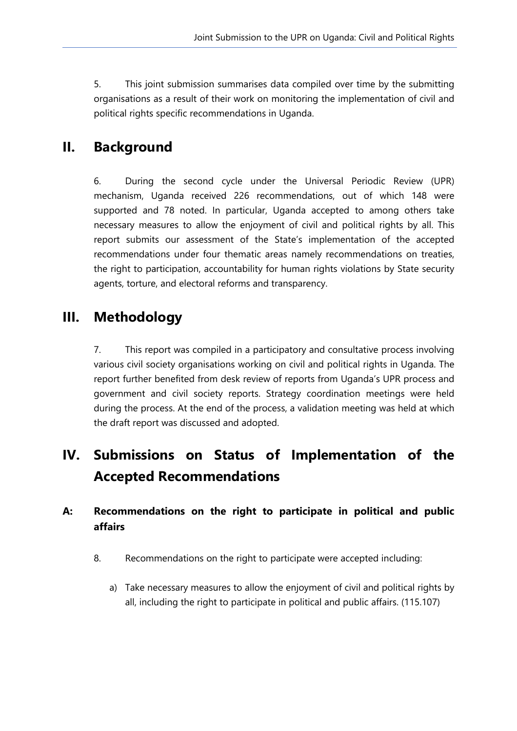5. This joint submission summarises data compiled over time by the submitting organisations as a result of their work on monitoring the implementation of civil and political rights specific recommendations in Uganda.

## II. Background

6. During the second cycle under the Universal Periodic Review (UPR) mechanism, Uganda received 226 recommendations, out of which 148 were supported and 78 noted. In particular, Uganda accepted to among others take necessary measures to allow the enjoyment of civil and political rights by all. This report submits our assessment of the State's implementation of the accepted recommendations under four thematic areas namely recommendations on treaties, the right to participation, accountability for human rights violations by State security agents, torture, and electoral reforms and transparency.

## III. Methodology

7. This report was compiled in a participatory and consultative process involving various civil society organisations working on civil and political rights in Uganda. The report further benefited from desk review of reports from Uganda's UPR process and government and civil society reports. Strategy coordination meetings were held during the process. At the end of the process, a validation meeting was held at which the draft report was discussed and adopted.

## IV. Submissions on Status of Implementation of the Accepted Recommendations

### A: Recommendations on the right to participate in political and public affairs

8. Recommendations on the right to participate were accepted including:

a) Take necessary measures to allow the enjoyment of civil and political rights by all, including the right to participate in political and public affairs. (115.107)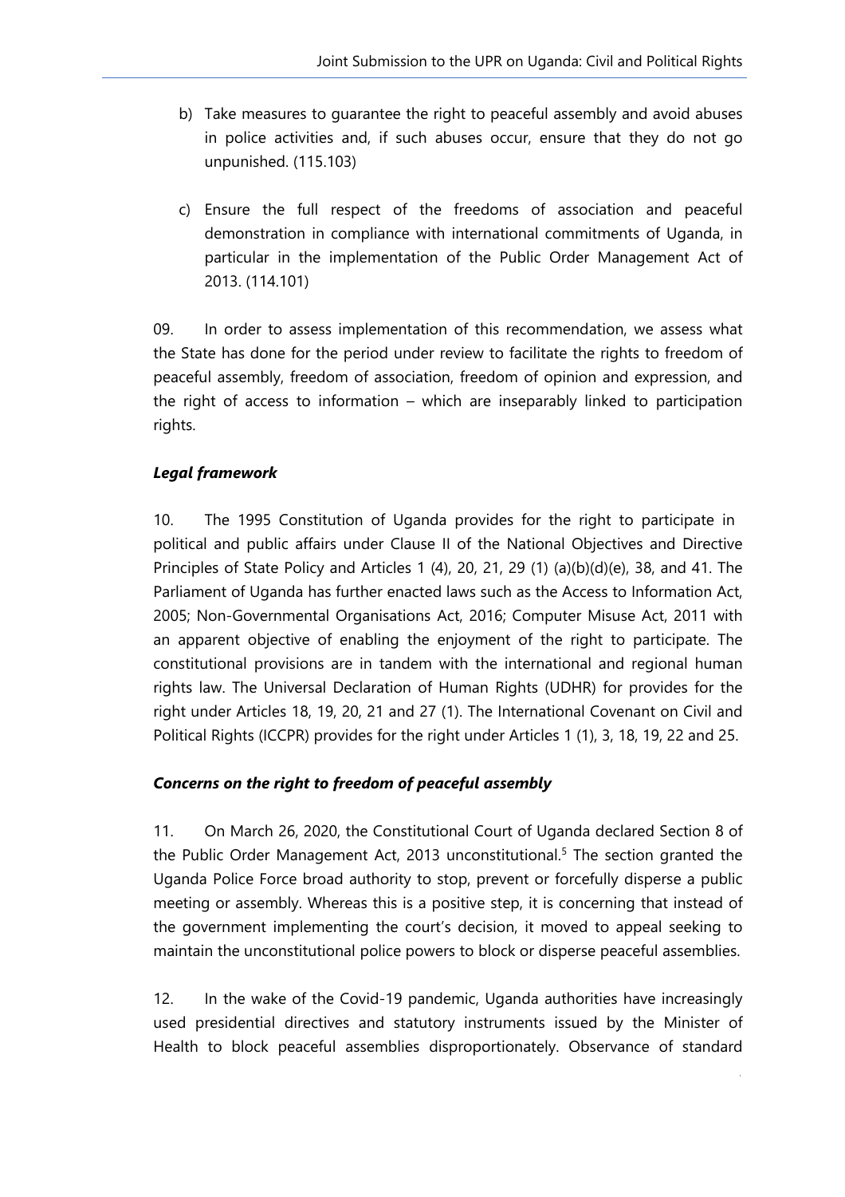b) Take measures to guarantee the right to peaceful assembly and avoid abuses in police activities and, if such abuses occur, ensure that they do not go unpunished. (115.103)

c) Ensure the full respect of the freedoms of association and peaceful demonstration in compliance with international commitments of Uganda, in particular in the implementation of the Public Order Management Act of 2013. (114.101)

09. In order to assess implementation of this recommendation, we assess what the State has done for the period under review to facilitate the rights to freedom of peaceful assembly, freedom of association, freedom of opinion and expression, and the right of access to information – which are inseparably linked to participation rights.

***Legal framework***

10. The 1995 Constitution of Uganda provides for the right to participate in political and public affairs under Clause II of the National Objectives and Directive Principles of State Policy and Articles 1 (4), 20, 21, 29 (1) (a)(b)(d)(e), 38, and 41. The Parliament of Uganda has further enacted laws such as the Access to Information Act, 2005; Non-Governmental Organisations Act, 2016; Computer Misuse Act, 2011 with an apparent objective of enabling the enjoyment of the right to participate. The constitutional provisions are in tandem with the international and regional human rights law. The Universal Declaration of Human Rights (UDHR) for provides for the right under Articles 18, 19, 20, 21 and 27 (1). The International Covenant on Civil and Political Rights (ICCPR) provides for the right under Articles 1 (1), 3, 18, 19, 22 and 25.

***Concerns on the right to freedom of peaceful assembly***

11. On March 26, 2020, the Constitutional Court of Uganda declared Section 8 of the Public Order Management Act, 2013 unconstitutional.[5] The section granted the Uganda Police Force broad authority to stop, prevent or forcefully disperse a public meeting or assembly. Whereas this is a positive step, it is concerning that instead of the government implementing the court's decision, it moved to appeal seeking to maintain the unconstitutional police powers to block or disperse peaceful assemblies.

12. In the wake of the Covid-19 pandemic, Uganda authorities have increasingly used presidential directives and statutory instruments issued by the Minister of Health to block peaceful assemblies disproportionately. Observance of standard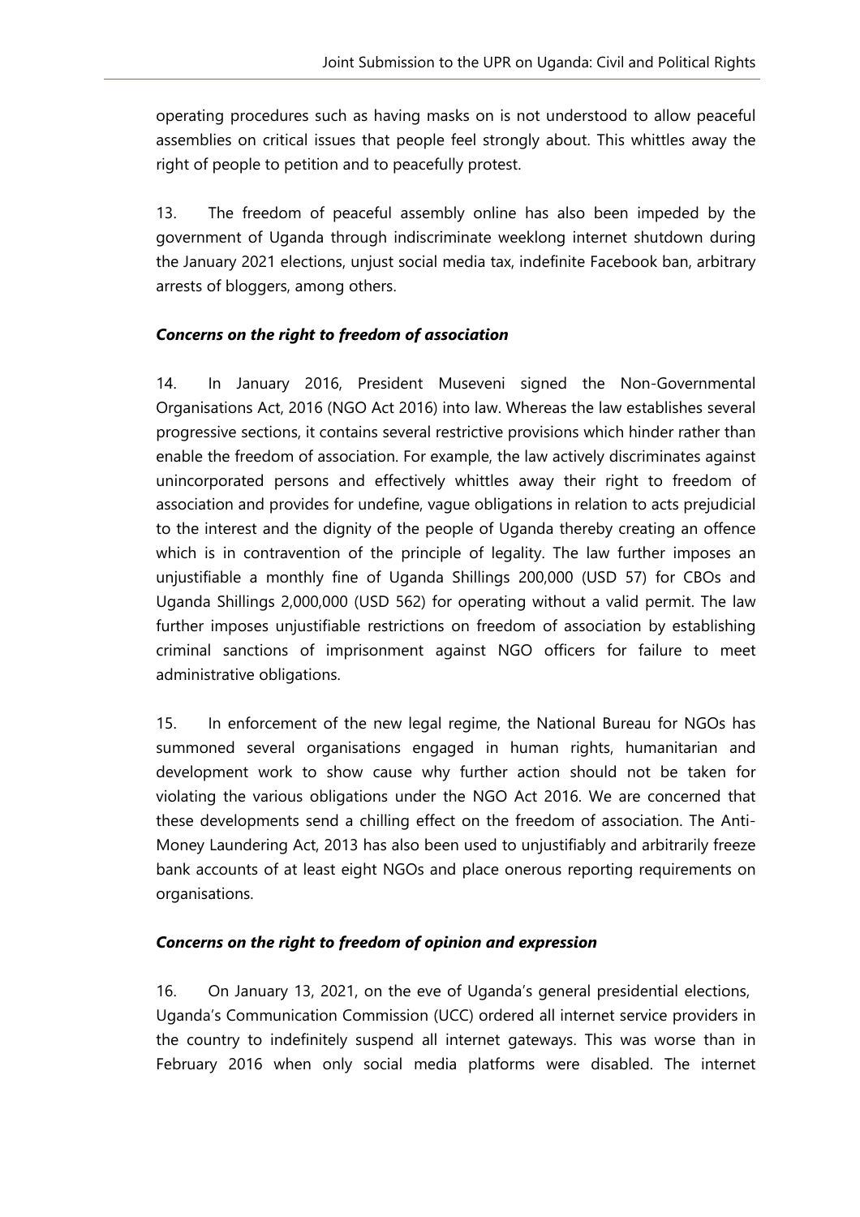operating procedures such as having masks on is not understood to allow peaceful assemblies on critical issues that people feel strongly about. This whittles away the right of people to petition and to peacefully protest.

13. The freedom of peaceful assembly online has also been impeded by the government of Uganda through indiscriminate weeklong internet shutdown during the January 2021 elections, unjust social media tax, indefinite Facebook ban, arbitrary arrests of bloggers, among others.

***Concerns on the right to freedom of association***

14. In January 2016, President Museveni signed the Non-Governmental Organisations Act, 2016 (NGO Act 2016) into law. Whereas the law establishes several progressive sections, it contains several restrictive provisions which hinder rather than enable the freedom of association. For example, the law actively discriminates against unincorporated persons and effectively whittles away their right to freedom of association and provides for undefine, vague obligations in relation to acts prejudicial to the interest and the dignity of the people of Uganda thereby creating an offence which is in contravention of the principle of legality. The law further imposes an unjustifiable a monthly fine of Uganda Shillings 200,000 (USD 57) for CBOs and Uganda Shillings 2,000,000 (USD 562) for operating without a valid permit. The law further imposes unjustifiable restrictions on freedom of association by establishing criminal sanctions of imprisonment against NGO officers for failure to meet administrative obligations.

15. In enforcement of the new legal regime, the National Bureau for NGOs has summoned several organisations engaged in human rights, humanitarian and development work to show cause why further action should not be taken for violating the various obligations under the NGO Act 2016. We are concerned that these developments send a chilling effect on the freedom of association. The Anti-Money Laundering Act, 2013 has also been used to unjustifiably and arbitrarily freeze bank accounts of at least eight NGOs and place onerous reporting requirements on organisations.

***Concerns on the right to freedom of opinion and expression***

16. On January 13, 2021, on the eve of Uganda's general presidential elections, Uganda's Communication Commission (UCC) ordered all internet service providers in the country to indefinitely suspend all internet gateways. This was worse than in February 2016 when only social media platforms were disabled. The internet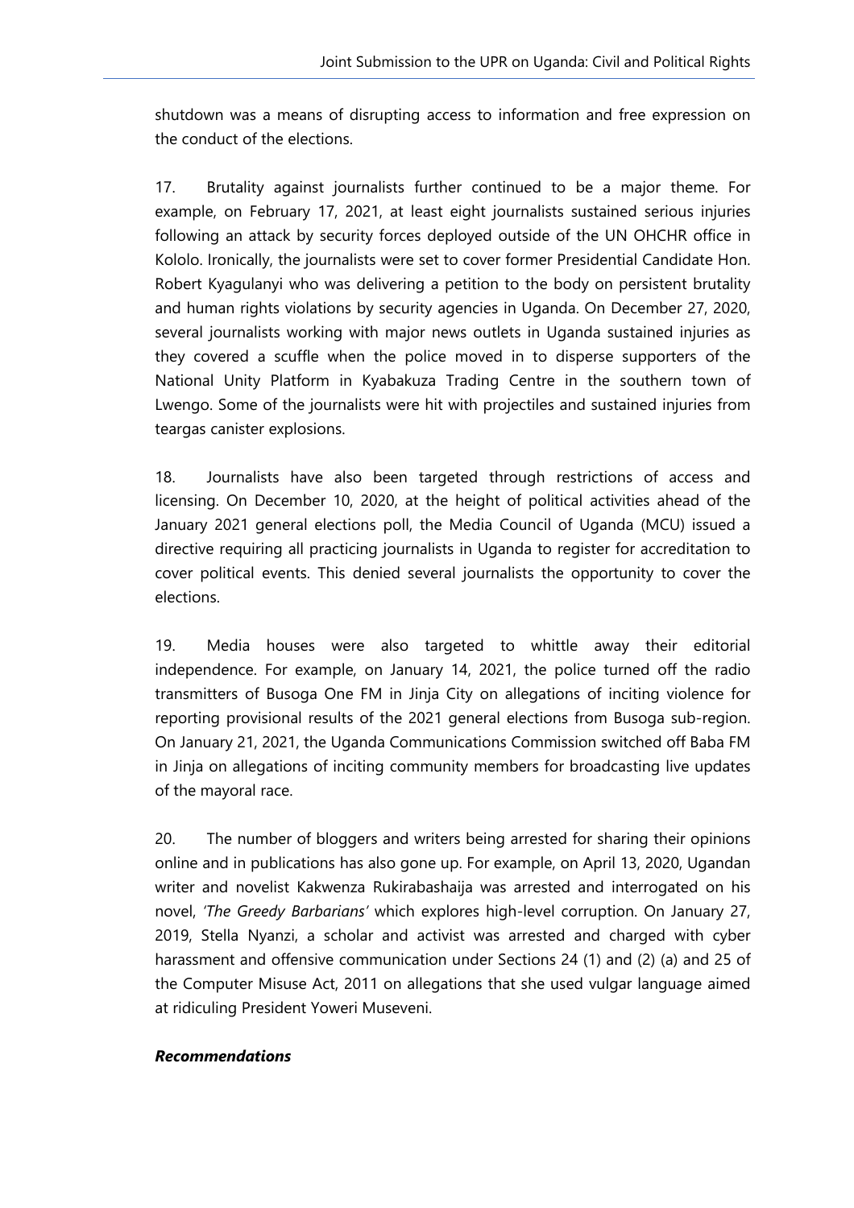shutdown was a means of disrupting access to information and free expression on the conduct of the elections.

17. Brutality against journalists further continued to be a major theme. For example, on February 17, 2021, at least eight journalists sustained serious injuries following an attack by security forces deployed outside of the UN OHCHR office in Kololo. Ironically, the journalists were set to cover former Presidential Candidate Hon. Robert Kyagulanyi who was delivering a petition to the body on persistent brutality and human rights violations by security agencies in Uganda. On December 27, 2020, several journalists working with major news outlets in Uganda sustained injuries as they covered a scuffle when the police moved in to disperse supporters of the National Unity Platform in Kyabakuza Trading Centre in the southern town of Lwengo. Some of the journalists were hit with projectiles and sustained injuries from teargas canister explosions.

18. Journalists have also been targeted through restrictions of access and licensing. On December 10, 2020, at the height of political activities ahead of the January 2021 general elections poll, the Media Council of Uganda (MCU) issued a directive requiring all practicing journalists in Uganda to register for accreditation to cover political events. This denied several journalists the opportunity to cover the elections.

19. Media houses were also targeted to whittle away their editorial independence. For example, on January 14, 2021, the police turned off the radio transmitters of Busoga One FM in Jinja City on allegations of inciting violence for reporting provisional results of the 2021 general elections from Busoga sub-region. On January 21, 2021, the Uganda Communications Commission switched off Baba FM in Jinja on allegations of inciting community members for broadcasting live updates of the mayoral race.

20. The number of bloggers and writers being arrested for sharing their opinions online and in publications has also gone up. For example, on April 13, 2020, Ugandan writer and novelist Kakwenza Rukirabashaija was arrested and interrogated on his novel, *'The Greedy Barbarians'* which explores high-level corruption. On January 27, 2019, Stella Nyanzi, a scholar and activist was arrested and charged with cyber harassment and offensive communication under Sections 24 (1) and (2) (a) and 25 of the Computer Misuse Act, 2011 on allegations that she used vulgar language aimed at ridiculing President Yoweri Museveni.

***Recommendations***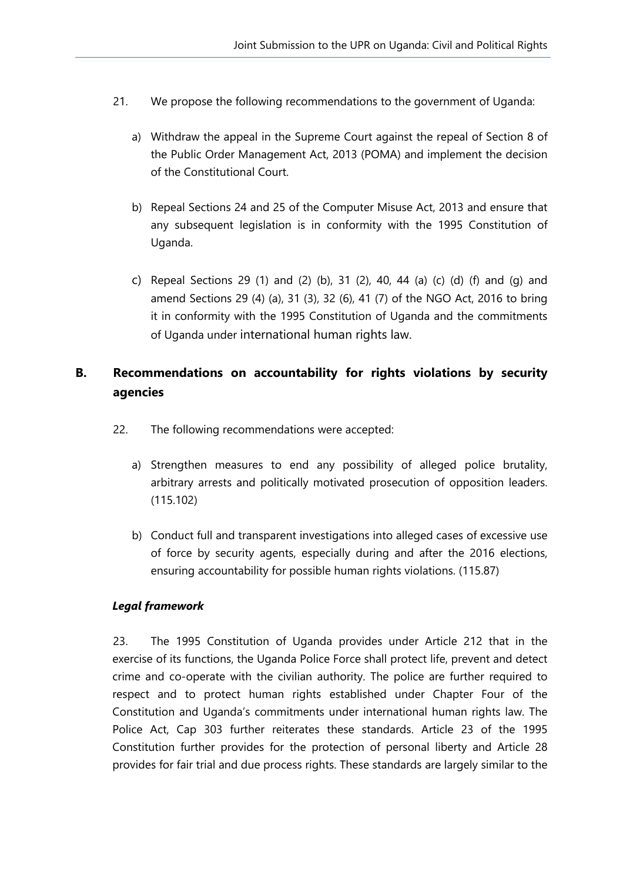21. We propose the following recommendations to the government of Uganda:

   a) Withdraw the appeal in the Supreme Court against the repeal of Section 8 of the Public Order Management Act, 2013 (POMA) and implement the decision of the Constitutional Court.

   b) Repeal Sections 24 and 25 of the Computer Misuse Act, 2013 and ensure that any subsequent legislation is in conformity with the 1995 Constitution of Uganda.

   c) Repeal Sections 29 (1) and (2) (b), 31 (2), 40, 44 (a) (c) (d) (f) and (g) and amend Sections 29 (4) (a), 31 (3), 32 (6), 41 (7) of the NGO Act, 2016 to bring it in conformity with the 1995 Constitution of Uganda and the commitments of Uganda under international human rights law.

## B. Recommendations on accountability for rights violations by security agencies

22. The following recommendations were accepted:

   a) Strengthen measures to end any possibility of alleged police brutality, arbitrary arrests and politically motivated prosecution of opposition leaders. (115.102)

   b) Conduct full and transparent investigations into alleged cases of excessive use of force by security agents, especially during and after the 2016 elections, ensuring accountability for possible human rights violations. (115.87)

***Legal framework***

23. The 1995 Constitution of Uganda provides under Article 212 that in the exercise of its functions, the Uganda Police Force shall protect life, prevent and detect crime and co-operate with the civilian authority. The police are further required to respect and to protect human rights established under Chapter Four of the Constitution and Uganda's commitments under international human rights law. The Police Act, Cap 303 further reiterates these standards. Article 23 of the 1995 Constitution further provides for the protection of personal liberty and Article 28 provides for fair trial and due process rights. These standards are largely similar to the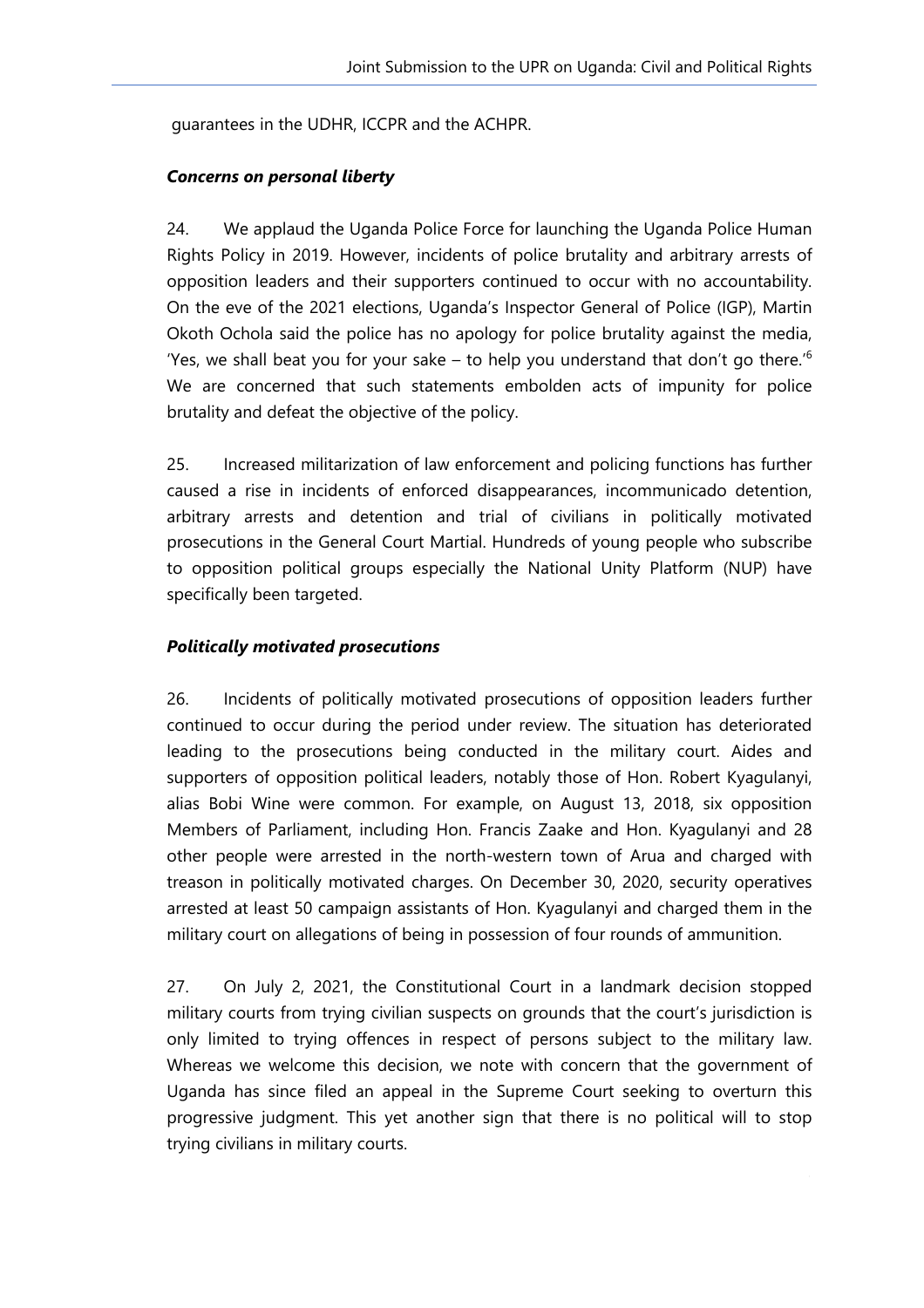guarantees in the UDHR, ICCPR and the ACHPR.

***Concerns on personal liberty***

24. We applaud the Uganda Police Force for launching the Uganda Police Human Rights Policy in 2019. However, incidents of police brutality and arbitrary arrests of opposition leaders and their supporters continued to occur with no accountability. On the eve of the 2021 elections, Uganda's Inspector General of Police (IGP), Martin Okoth Ochola said the police has no apology for police brutality against the media, 'Yes, we shall beat you for your sake – to help you understand that don't go there.'[6] We are concerned that such statements embolden acts of impunity for police brutality and defeat the objective of the policy.

25. Increased militarization of law enforcement and policing functions has further caused a rise in incidents of enforced disappearances, incommunicado detention, arbitrary arrests and detention and trial of civilians in politically motivated prosecutions in the General Court Martial. Hundreds of young people who subscribe to opposition political groups especially the National Unity Platform (NUP) have specifically been targeted.

***Politically motivated prosecutions***

26. Incidents of politically motivated prosecutions of opposition leaders further continued to occur during the period under review. The situation has deteriorated leading to the prosecutions being conducted in the military court. Aides and supporters of opposition political leaders, notably those of Hon. Robert Kyagulanyi, alias Bobi Wine were common. For example, on August 13, 2018, six opposition Members of Parliament, including Hon. Francis Zaake and Hon. Kyagulanyi and 28 other people were arrested in the north-western town of Arua and charged with treason in politically motivated charges. On December 30, 2020, security operatives arrested at least 50 campaign assistants of Hon. Kyagulanyi and charged them in the military court on allegations of being in possession of four rounds of ammunition.

27. On July 2, 2021, the Constitutional Court in a landmark decision stopped military courts from trying civilian suspects on grounds that the court's jurisdiction is only limited to trying offences in respect of persons subject to the military law. Whereas we welcome this decision, we note with concern that the government of Uganda has since filed an appeal in the Supreme Court seeking to overturn this progressive judgment. This yet another sign that there is no political will to stop trying civilians in military courts.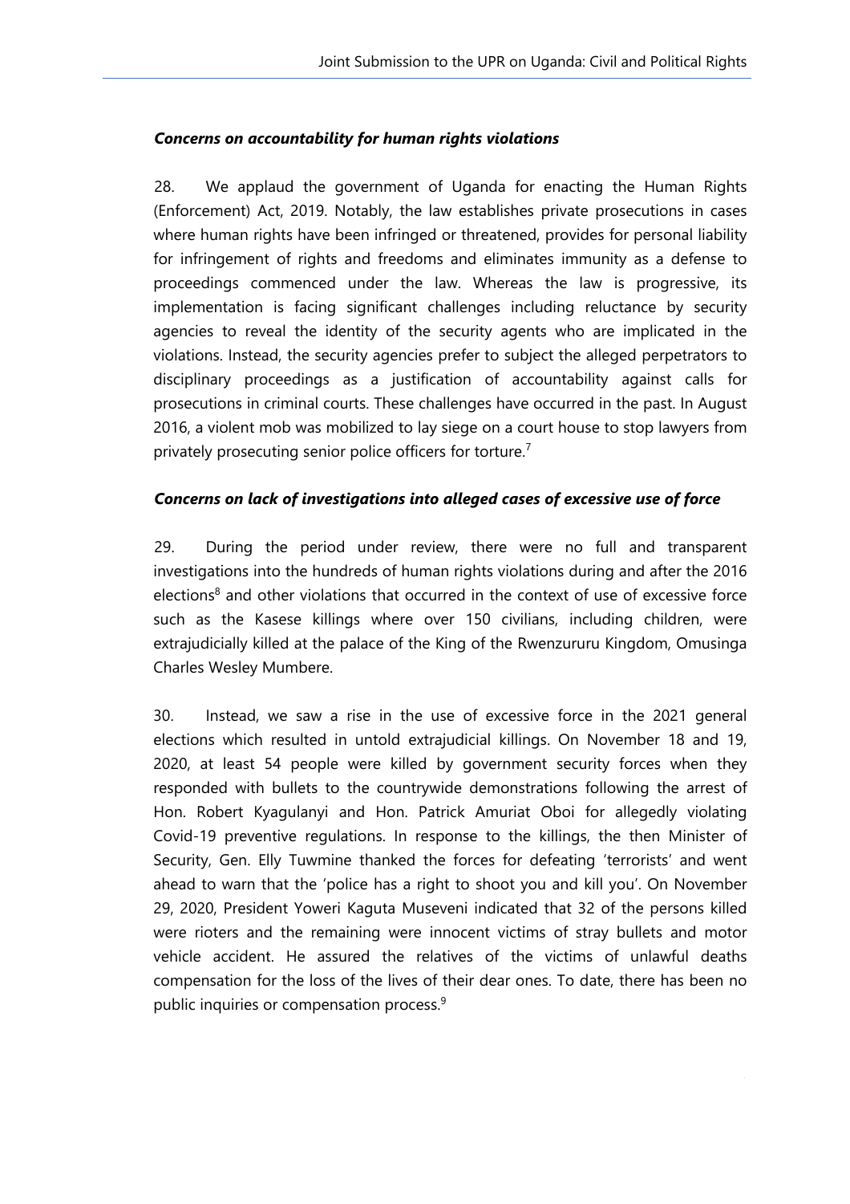*Concerns on accountability for human rights violations*

28. We applaud the government of Uganda for enacting the Human Rights (Enforcement) Act, 2019. Notably, the law establishes private prosecutions in cases where human rights have been infringed or threatened, provides for personal liability for infringement of rights and freedoms and eliminates immunity as a defense to proceedings commenced under the law. Whereas the law is progressive, its implementation is facing significant challenges including reluctance by security agencies to reveal the identity of the security agents who are implicated in the violations. Instead, the security agencies prefer to subject the alleged perpetrators to disciplinary proceedings as a justification of accountability against calls for prosecutions in criminal courts. These challenges have occurred in the past. In August 2016, a violent mob was mobilized to lay siege on a court house to stop lawyers from privately prosecuting senior police officers for torture.[7]

*Concerns on lack of investigations into alleged cases of excessive use of force*

29. During the period under review, there were no full and transparent investigations into the hundreds of human rights violations during and after the 2016 elections[8] and other violations that occurred in the context of use of excessive force such as the Kasese killings where over 150 civilians, including children, were extrajudicially killed at the palace of the King of the Rwenzururu Kingdom, Omusinga Charles Wesley Mumbere.

30. Instead, we saw a rise in the use of excessive force in the 2021 general elections which resulted in untold extrajudicial killings. On November 18 and 19, 2020, at least 54 people were killed by government security forces when they responded with bullets to the countrywide demonstrations following the arrest of Hon. Robert Kyagulanyi and Hon. Patrick Amuriat Oboi for allegedly violating Covid-19 preventive regulations. In response to the killings, the then Minister of Security, Gen. Elly Tuwmine thanked the forces for defeating 'terrorists' and went ahead to warn that the 'police has a right to shoot you and kill you'. On November 29, 2020, President Yoweri Kaguta Museveni indicated that 32 of the persons killed were rioters and the remaining were innocent victims of stray bullets and motor vehicle accident. He assured the relatives of the victims of unlawful deaths compensation for the loss of the lives of their dear ones. To date, there has been no public inquiries or compensation process.[9]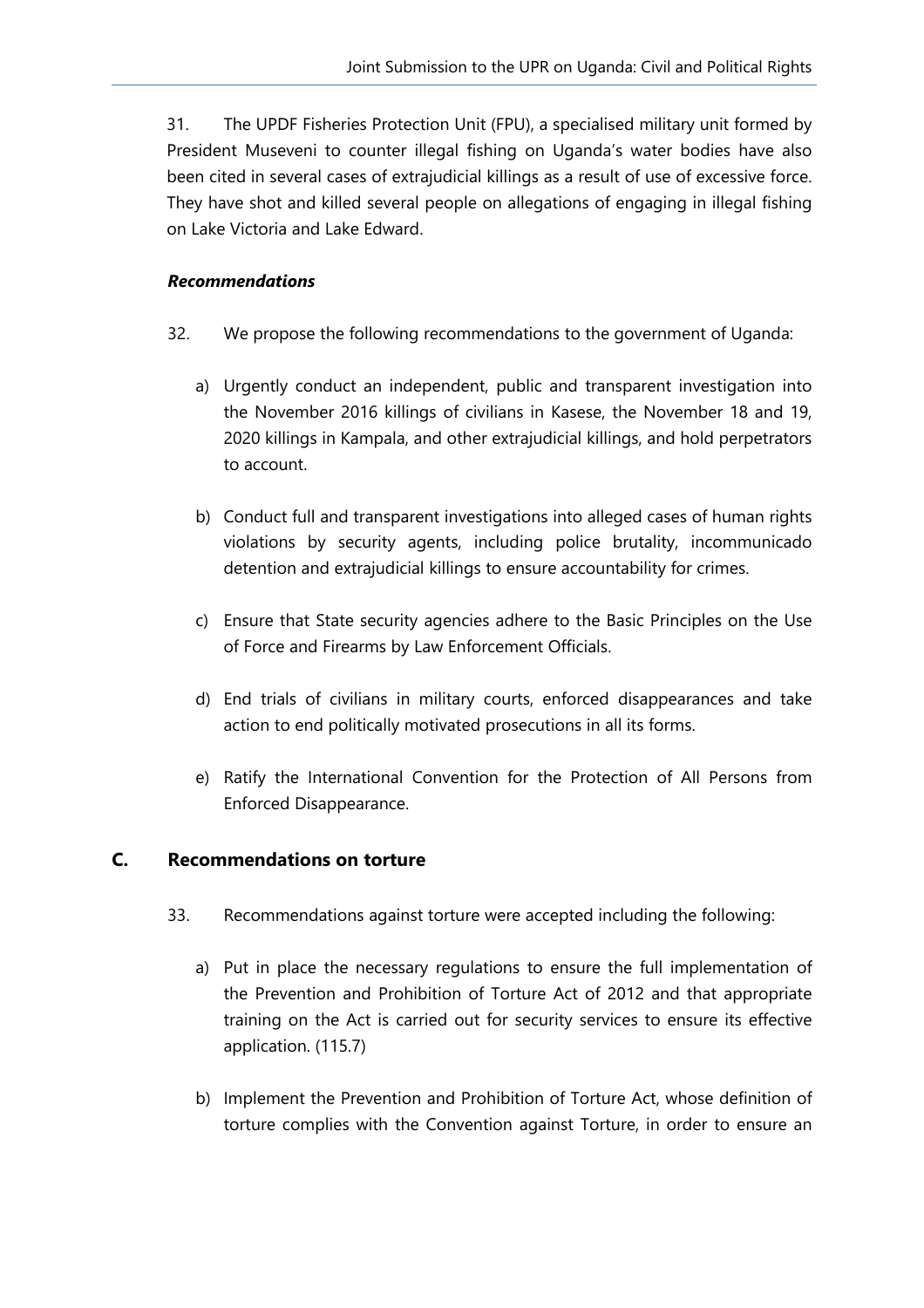31. The UPDF Fisheries Protection Unit (FPU), a specialised military unit formed by President Museveni to counter illegal fishing on Uganda's water bodies have also been cited in several cases of extrajudicial killings as a result of use of excessive force. They have shot and killed several people on allegations of engaging in illegal fishing on Lake Victoria and Lake Edward.

***Recommendations***

32. We propose the following recommendations to the government of Uganda:

a) Urgently conduct an independent, public and transparent investigation into the November 2016 killings of civilians in Kasese, the November 18 and 19, 2020 killings in Kampala, and other extrajudicial killings, and hold perpetrators to account.

b) Conduct full and transparent investigations into alleged cases of human rights violations by security agents, including police brutality, incommunicado detention and extrajudicial killings to ensure accountability for crimes.

c) Ensure that State security agencies adhere to the Basic Principles on the Use of Force and Firearms by Law Enforcement Officials.

d) End trials of civilians in military courts, enforced disappearances and take action to end politically motivated prosecutions in all its forms.

e) Ratify the International Convention for the Protection of All Persons from Enforced Disappearance.

## C. Recommendations on torture

33. Recommendations against torture were accepted including the following:

a) Put in place the necessary regulations to ensure the full implementation of the Prevention and Prohibition of Torture Act of 2012 and that appropriate training on the Act is carried out for security services to ensure its effective application. (115.7)

b) Implement the Prevention and Prohibition of Torture Act, whose definition of torture complies with the Convention against Torture, in order to ensure an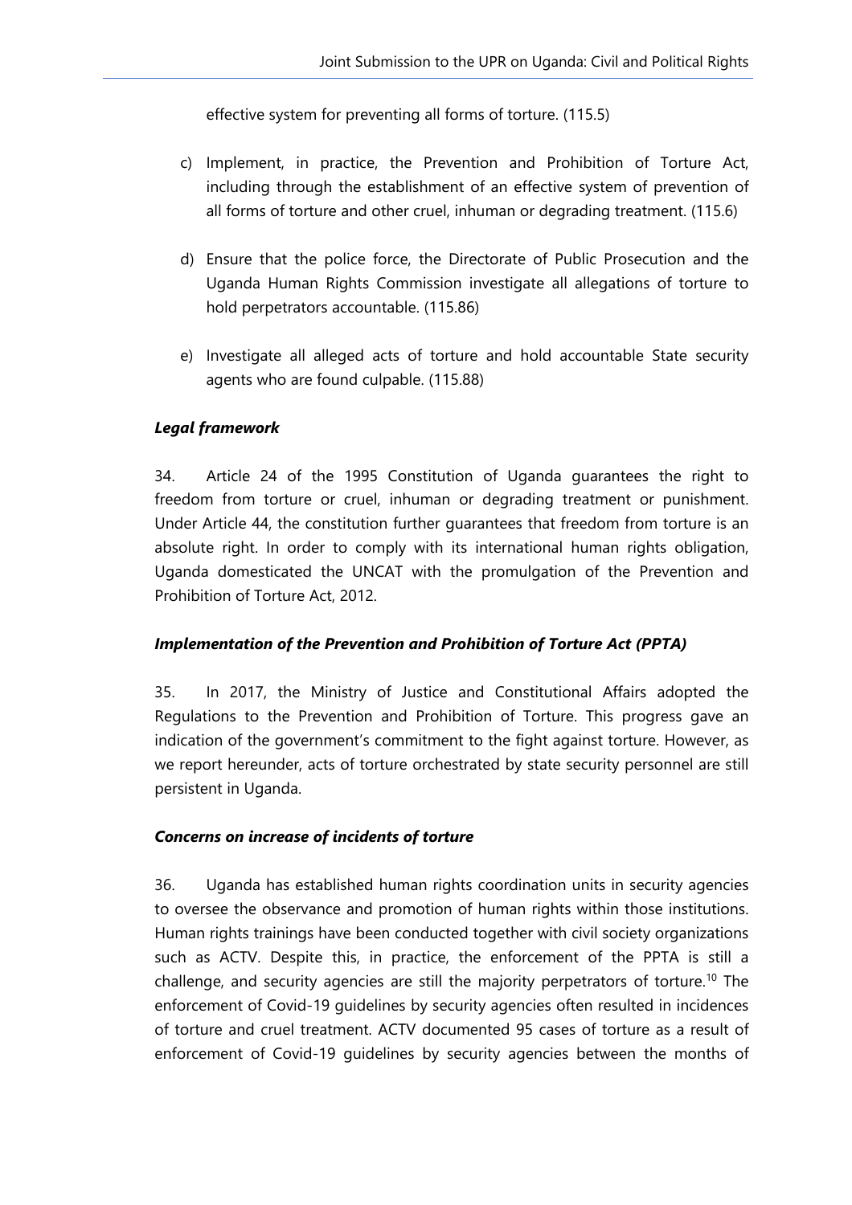effective system for preventing all forms of torture. (115.5)

c) Implement, in practice, the Prevention and Prohibition of Torture Act, including through the establishment of an effective system of prevention of all forms of torture and other cruel, inhuman or degrading treatment. (115.6)

d) Ensure that the police force, the Directorate of Public Prosecution and the Uganda Human Rights Commission investigate all allegations of torture to hold perpetrators accountable. (115.86)

e) Investigate all alleged acts of torture and hold accountable State security agents who are found culpable. (115.88)

***Legal framework***

34. Article 24 of the 1995 Constitution of Uganda guarantees the right to freedom from torture or cruel, inhuman or degrading treatment or punishment. Under Article 44, the constitution further guarantees that freedom from torture is an absolute right. In order to comply with its international human rights obligation, Uganda domesticated the UNCAT with the promulgation of the Prevention and Prohibition of Torture Act, 2012.

***Implementation of the Prevention and Prohibition of Torture Act (PPTA)***

35. In 2017, the Ministry of Justice and Constitutional Affairs adopted the Regulations to the Prevention and Prohibition of Torture. This progress gave an indication of the government's commitment to the fight against torture. However, as we report hereunder, acts of torture orchestrated by state security personnel are still persistent in Uganda.

***Concerns on increase of incidents of torture***

36. Uganda has established human rights coordination units in security agencies to oversee the observance and promotion of human rights within those institutions. Human rights trainings have been conducted together with civil society organizations such as ACTV. Despite this, in practice, the enforcement of the PPTA is still a challenge, and security agencies are still the majority perpetrators of torture.[10] The enforcement of Covid-19 guidelines by security agencies often resulted in incidences of torture and cruel treatment. ACTV documented 95 cases of torture as a result of enforcement of Covid-19 guidelines by security agencies between the months of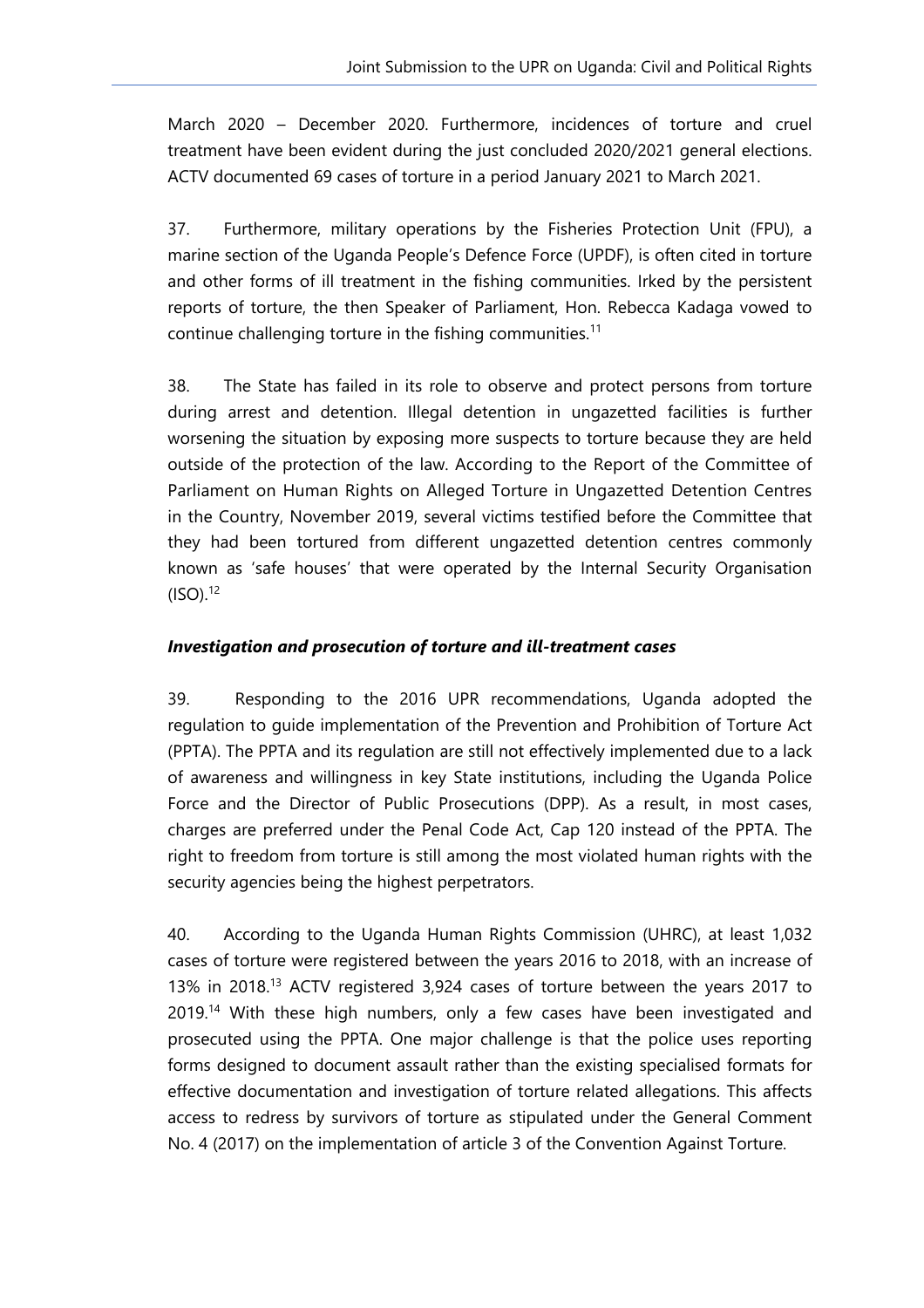March 2020 – December 2020. Furthermore, incidences of torture and cruel treatment have been evident during the just concluded 2020/2021 general elections. ACTV documented 69 cases of torture in a period January 2021 to March 2021.

37. Furthermore, military operations by the Fisheries Protection Unit (FPU), a marine section of the Uganda People's Defence Force (UPDF), is often cited in torture and other forms of ill treatment in the fishing communities. Irked by the persistent reports of torture, the then Speaker of Parliament, Hon. Rebecca Kadaga vowed to continue challenging torture in the fishing communities.[11]

38. The State has failed in its role to observe and protect persons from torture during arrest and detention. Illegal detention in ungazetted facilities is further worsening the situation by exposing more suspects to torture because they are held outside of the protection of the law. According to the Report of the Committee of Parliament on Human Rights on Alleged Torture in Ungazetted Detention Centres in the Country, November 2019, several victims testified before the Committee that they had been tortured from different ungazetted detention centres commonly known as 'safe houses' that were operated by the Internal Security Organisation (ISO).[12]

***Investigation and prosecution of torture and ill-treatment cases***

39. Responding to the 2016 UPR recommendations, Uganda adopted the regulation to guide implementation of the Prevention and Prohibition of Torture Act (PPTA). The PPTA and its regulation are still not effectively implemented due to a lack of awareness and willingness in key State institutions, including the Uganda Police Force and the Director of Public Prosecutions (DPP). As a result, in most cases, charges are preferred under the Penal Code Act, Cap 120 instead of the PPTA. The right to freedom from torture is still among the most violated human rights with the security agencies being the highest perpetrators.

40. According to the Uganda Human Rights Commission (UHRC), at least 1,032 cases of torture were registered between the years 2016 to 2018, with an increase of 13% in 2018.[13] ACTV registered 3,924 cases of torture between the years 2017 to 2019.[14] With these high numbers, only a few cases have been investigated and prosecuted using the PPTA. One major challenge is that the police uses reporting forms designed to document assault rather than the existing specialised formats for effective documentation and investigation of torture related allegations. This affects access to redress by survivors of torture as stipulated under the General Comment No. 4 (2017) on the implementation of article 3 of the Convention Against Torture.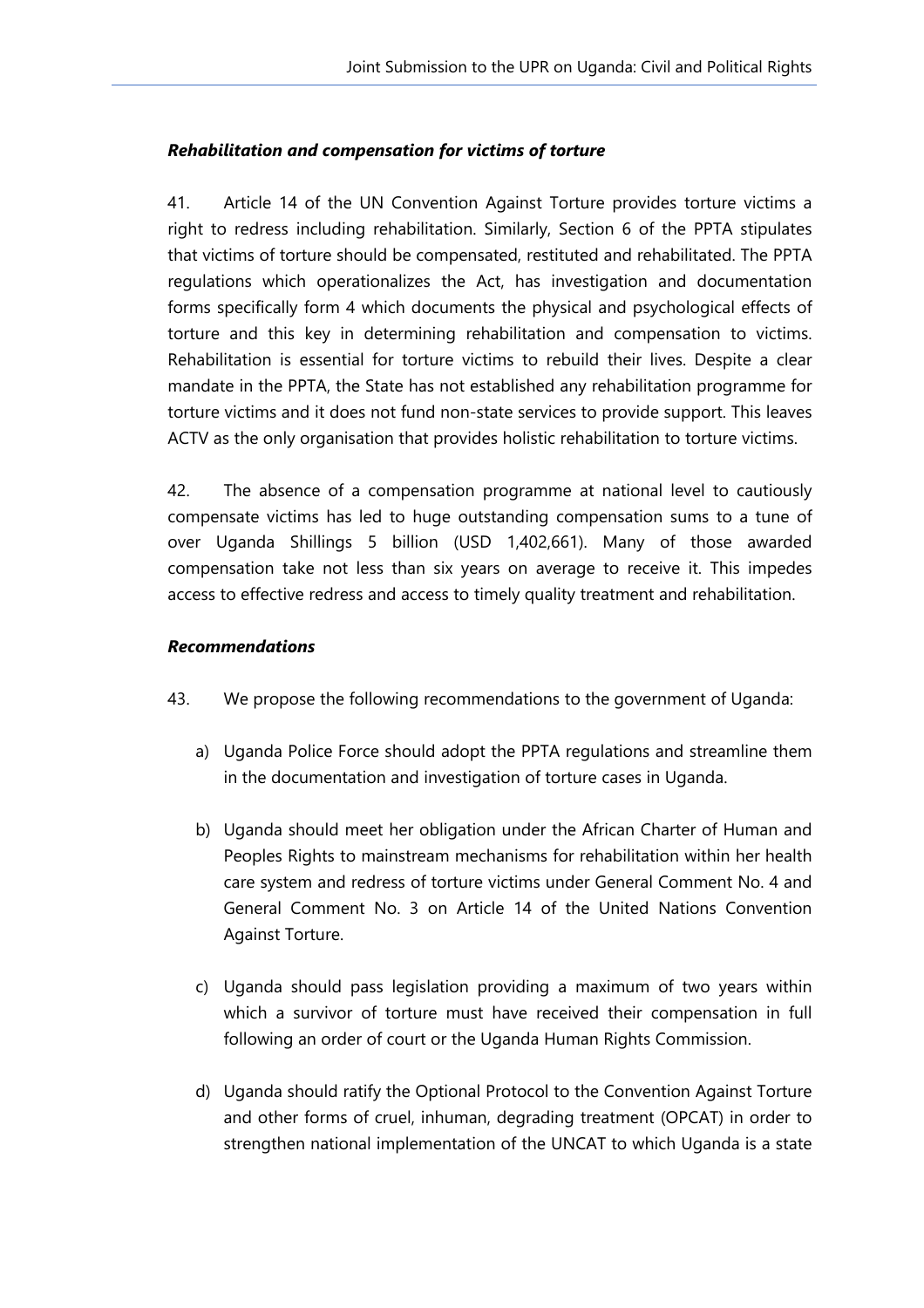### *Rehabilitation and compensation for victims of torture*

41. Article 14 of the UN Convention Against Torture provides torture victims a right to redress including rehabilitation. Similarly, Section 6 of the PPTA stipulates that victims of torture should be compensated, restituted and rehabilitated. The PPTA regulations which operationalizes the Act, has investigation and documentation forms specifically form 4 which documents the physical and psychological effects of torture and this key in determining rehabilitation and compensation to victims. Rehabilitation is essential for torture victims to rebuild their lives. Despite a clear mandate in the PPTA, the State has not established any rehabilitation programme for torture victims and it does not fund non-state services to provide support. This leaves ACTV as the only organisation that provides holistic rehabilitation to torture victims.

42. The absence of a compensation programme at national level to cautiously compensate victims has led to huge outstanding compensation sums to a tune of over Uganda Shillings 5 billion (USD 1,402,661). Many of those awarded compensation take not less than six years on average to receive it. This impedes access to effective redress and access to timely quality treatment and rehabilitation.

### *Recommendations*

43. We propose the following recommendations to the government of Uganda:

a) Uganda Police Force should adopt the PPTA regulations and streamline them in the documentation and investigation of torture cases in Uganda.

b) Uganda should meet her obligation under the African Charter of Human and Peoples Rights to mainstream mechanisms for rehabilitation within her health care system and redress of torture victims under General Comment No. 4 and General Comment No. 3 on Article 14 of the United Nations Convention Against Torture.

c) Uganda should pass legislation providing a maximum of two years within which a survivor of torture must have received their compensation in full following an order of court or the Uganda Human Rights Commission.

d) Uganda should ratify the Optional Protocol to the Convention Against Torture and other forms of cruel, inhuman, degrading treatment (OPCAT) in order to strengthen national implementation of the UNCAT to which Uganda is a state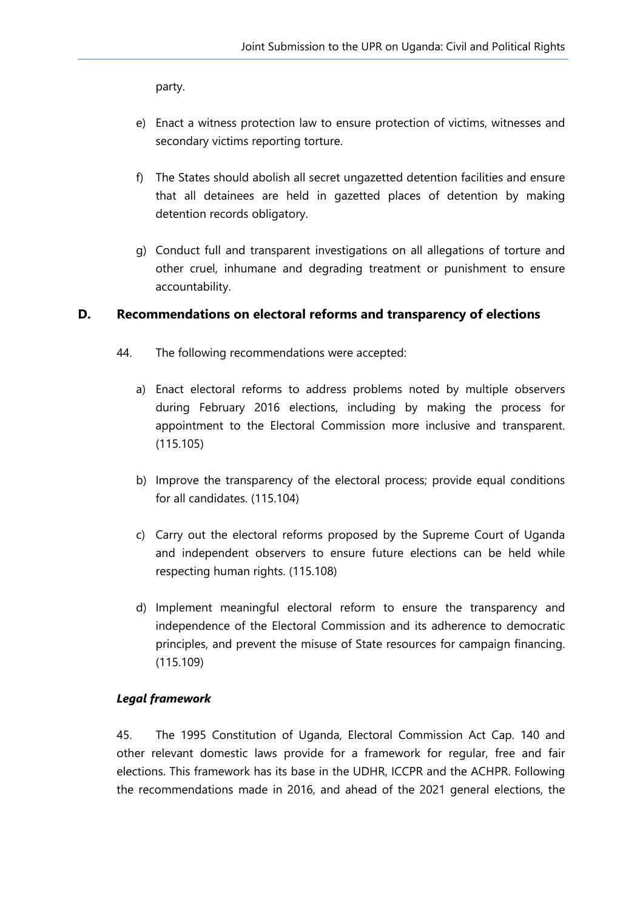party.

e) Enact a witness protection law to ensure protection of victims, witnesses and secondary victims reporting torture.

f) The States should abolish all secret ungazetted detention facilities and ensure that all detainees are held in gazetted places of detention by making detention records obligatory.

g) Conduct full and transparent investigations on all allegations of torture and other cruel, inhumane and degrading treatment or punishment to ensure accountability.

## D. Recommendations on electoral reforms and transparency of elections

44. The following recommendations were accepted:

a) Enact electoral reforms to address problems noted by multiple observers during February 2016 elections, including by making the process for appointment to the Electoral Commission more inclusive and transparent. (115.105)

b) Improve the transparency of the electoral process; provide equal conditions for all candidates. (115.104)

c) Carry out the electoral reforms proposed by the Supreme Court of Uganda and independent observers to ensure future elections can be held while respecting human rights. (115.108)

d) Implement meaningful electoral reform to ensure the transparency and independence of the Electoral Commission and its adherence to democratic principles, and prevent the misuse of State resources for campaign financing. (115.109)

***Legal framework***

45. The 1995 Constitution of Uganda, Electoral Commission Act Cap. 140 and other relevant domestic laws provide for a framework for regular, free and fair elections. This framework has its base in the UDHR, ICCPR and the ACHPR. Following the recommendations made in 2016, and ahead of the 2021 general elections, the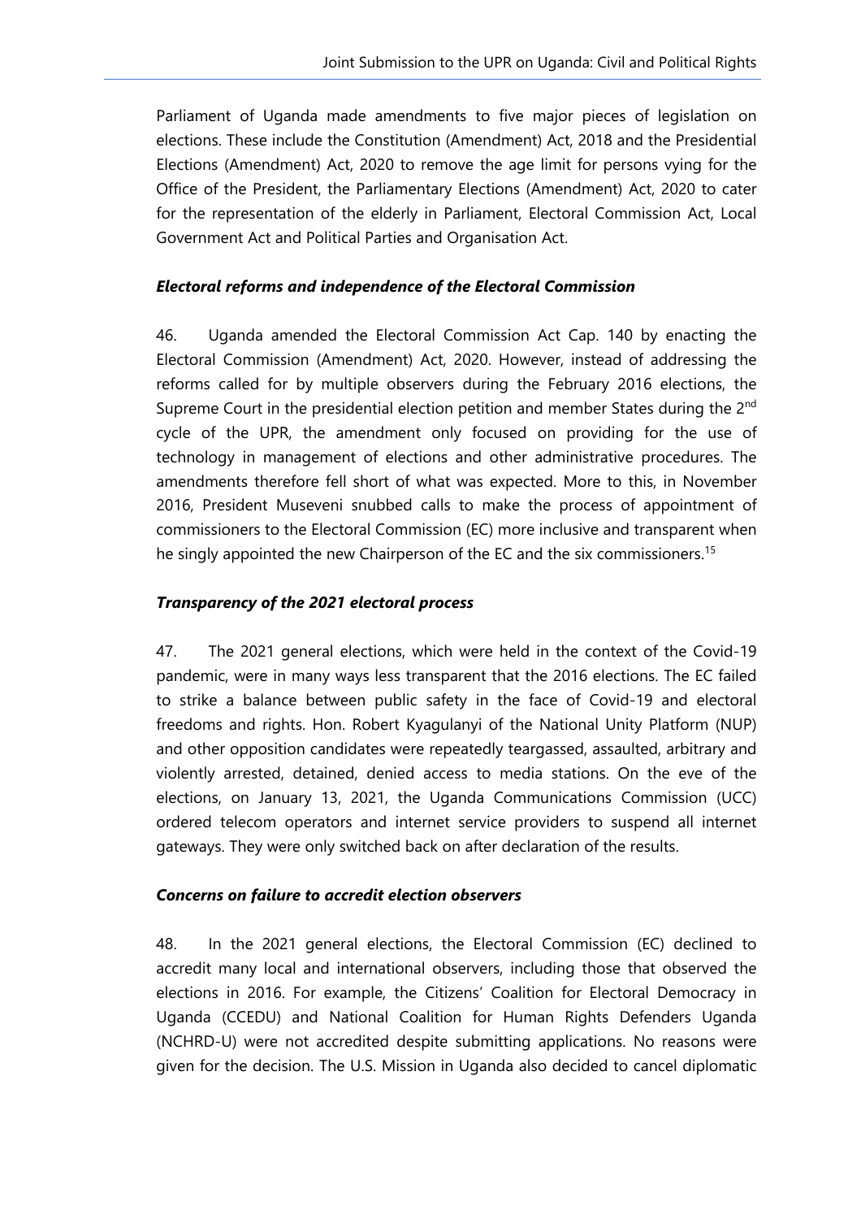Parliament of Uganda made amendments to five major pieces of legislation on elections. These include the Constitution (Amendment) Act, 2018 and the Presidential Elections (Amendment) Act, 2020 to remove the age limit for persons vying for the Office of the President, the Parliamentary Elections (Amendment) Act, 2020 to cater for the representation of the elderly in Parliament, Electoral Commission Act, Local Government Act and Political Parties and Organisation Act.

***Electoral reforms and independence of the Electoral Commission***

46. Uganda amended the Electoral Commission Act Cap. 140 by enacting the Electoral Commission (Amendment) Act, 2020. However, instead of addressing the reforms called for by multiple observers during the February 2016 elections, the Supreme Court in the presidential election petition and member States during the 2nd cycle of the UPR, the amendment only focused on providing for the use of technology in management of elections and other administrative procedures. The amendments therefore fell short of what was expected. More to this, in November 2016, President Museveni snubbed calls to make the process of appointment of commissioners to the Electoral Commission (EC) more inclusive and transparent when he singly appointed the new Chairperson of the EC and the six commissioners.[15]

***Transparency of the 2021 electoral process***

47. The 2021 general elections, which were held in the context of the Covid-19 pandemic, were in many ways less transparent that the 2016 elections. The EC failed to strike a balance between public safety in the face of Covid-19 and electoral freedoms and rights. Hon. Robert Kyagulanyi of the National Unity Platform (NUP) and other opposition candidates were repeatedly teargassed, assaulted, arbitrary and violently arrested, detained, denied access to media stations. On the eve of the elections, on January 13, 2021, the Uganda Communications Commission (UCC) ordered telecom operators and internet service providers to suspend all internet gateways. They were only switched back on after declaration of the results.

***Concerns on failure to accredit election observers***

48. In the 2021 general elections, the Electoral Commission (EC) declined to accredit many local and international observers, including those that observed the elections in 2016. For example, the Citizens' Coalition for Electoral Democracy in Uganda (CCEDU) and National Coalition for Human Rights Defenders Uganda (NCHRD-U) were not accredited despite submitting applications. No reasons were given for the decision. The U.S. Mission in Uganda also decided to cancel diplomatic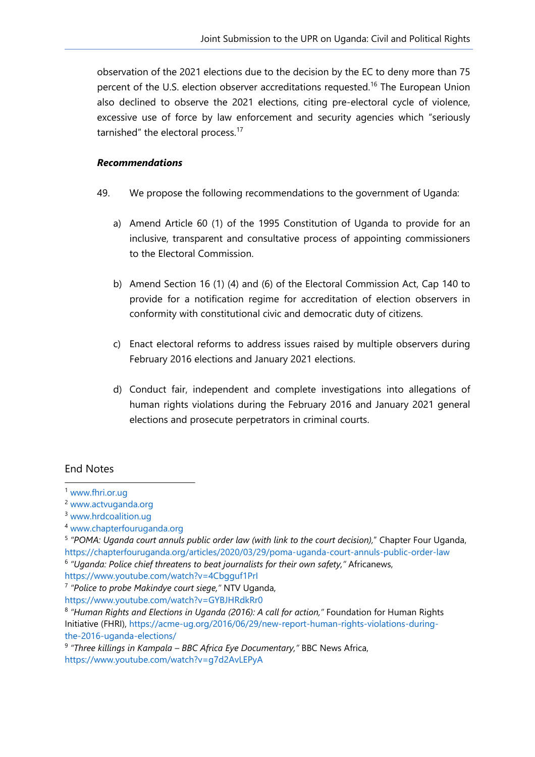observation of the 2021 elections due to the decision by the EC to deny more than 75 percent of the U.S. election observer accreditations requested.[16] The European Union also declined to observe the 2021 elections, citing pre-electoral cycle of violence, excessive use of force by law enforcement and security agencies which "seriously tarnished" the electoral process.[17]

***Recommendations***

49. We propose the following recommendations to the government of Uganda:

a) Amend Article 60 (1) of the 1995 Constitution of Uganda to provide for an inclusive, transparent and consultative process of appointing commissioners to the Electoral Commission.

b) Amend Section 16 (1) (4) and (6) of the Electoral Commission Act, Cap 140 to provide for a notification regime for accreditation of election observers in conformity with constitutional civic and democratic duty of citizens.

c) Enact electoral reforms to address issues raised by multiple observers during February 2016 elections and January 2021 elections.

d) Conduct fair, independent and complete investigations into allegations of human rights violations during the February 2016 and January 2021 general elections and prosecute perpetrators in criminal courts.

## End Notes

[1] www.fhri.or.ug

[2] www.actvuganda.org

[3] www.hrdcoalition.ug

[4] www.chapterfouruganda.org

[5] *"POMA: Uganda court annuls public order law (with link to the court decision),"* Chapter Four Uganda, https://chapterfouruganda.org/articles/2020/03/29/poma-uganda-court-annuls-public-order-law

[6] *"Uganda: Police chief threatens to beat journalists for their own safety,"* Africanews, https://www.youtube.com/watch?v=4Cbgguf1PrI

[7] *"Police to probe Makindye court siege,"* NTV Uganda, https://www.youtube.com/watch?v=GYBJHRdkRr0

[8] *"Human Rights and Elections in Uganda (2016): A call for action,"* Foundation for Human Rights Initiative (FHRI), https://acme-ug.org/2016/06/29/new-report-human-rights-violations-during-the-2016-uganda-elections/

[9] *"Three killings in Kampala – BBC Africa Eye Documentary,"* BBC News Africa, https://www.youtube.com/watch?v=g7d2AvLEPyA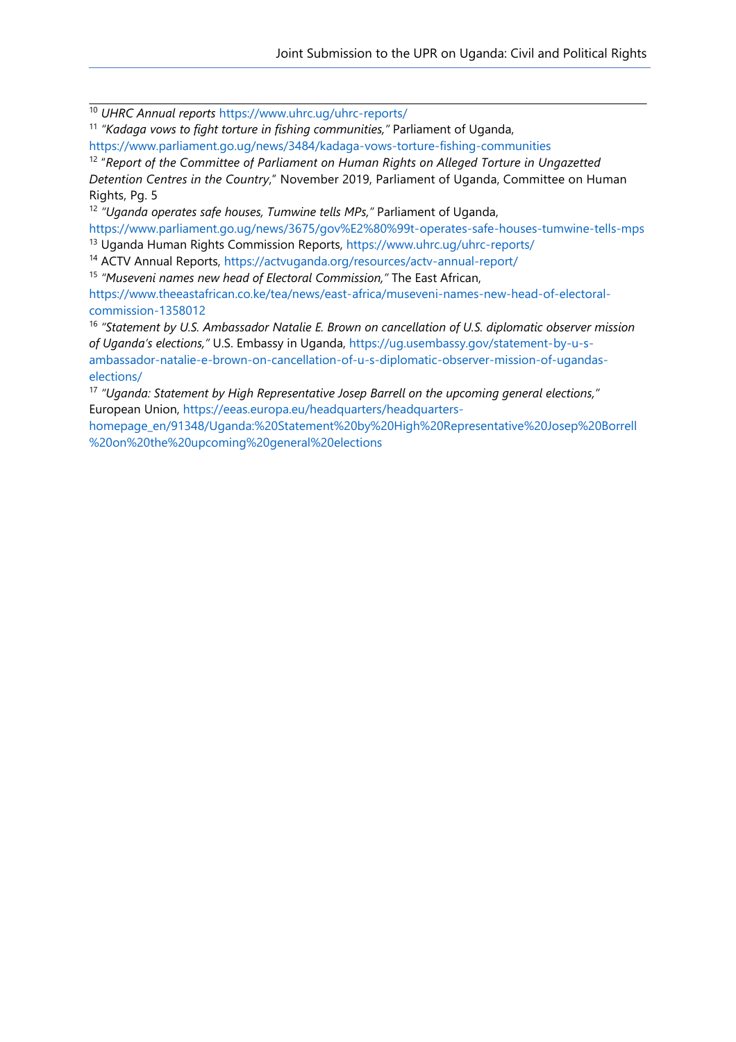[10] *UHRC Annual reports* https://www.uhrc.ug/uhrc-reports/

[11] *"Kadaga vows to fight torture in fishing communities,"* Parliament of Uganda, https://www.parliament.go.ug/news/3484/kadaga-vows-torture-fishing-communities

[12] "*Report of the Committee of Parliament on Human Rights on Alleged Torture in Ungazetted Detention Centres in the Country*," November 2019, Parliament of Uganda, Committee on Human Rights, Pg. 5

[12] *"Uganda operates safe houses, Tumwine tells MPs,"* Parliament of Uganda, https://www.parliament.go.ug/news/3675/gov%E2%80%99t-operates-safe-houses-tumwine-tells-mps

[13] Uganda Human Rights Commission Reports, https://www.uhrc.ug/uhrc-reports/

[14] ACTV Annual Reports, https://actvuganda.org/resources/actv-annual-report/

[15] *"Museveni names new head of Electoral Commission,"* The East African, https://www.theeastafrican.co.ke/tea/news/east-africa/museveni-names-new-head-of-electoral-commission-1358012

[16] *"Statement by U.S. Ambassador Natalie E. Brown on cancellation of U.S. diplomatic observer mission of Uganda's elections,"* U.S. Embassy in Uganda, https://ug.usembassy.gov/statement-by-u-s-ambassador-natalie-e-brown-on-cancellation-of-u-s-diplomatic-observer-mission-of-ugandas-elections/

[17] *"Uganda: Statement by High Representative Josep Barrell on the upcoming general elections,"* European Union, https://eeas.europa.eu/headquarters/headquarters-homepage_en/91348/Uganda:%20Statement%20by%20High%20Representative%20Josep%20Borrell%20on%20the%20upcoming%20general%20elections